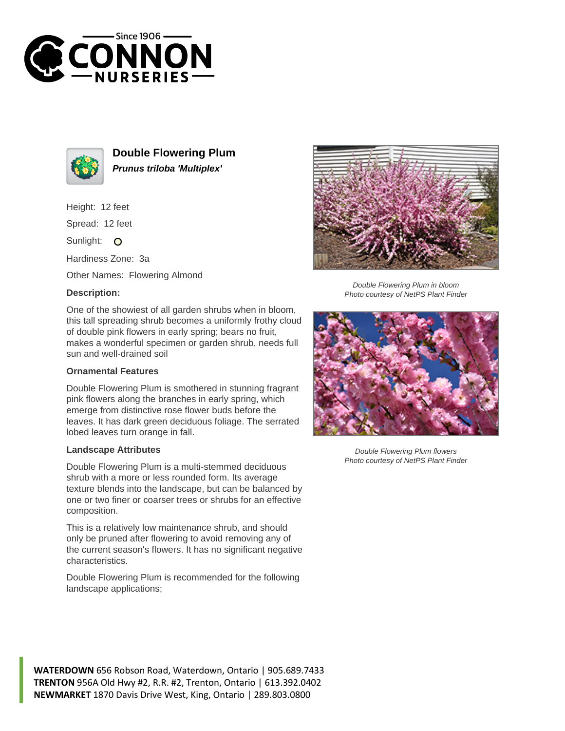# Double Flowering Plum

***Prunus triloba 'Multiplex'***

Height: 12 feet

Spread: 12 feet

Sunlight:

Hardiness Zone: 3a

Other Names: Flowering Almond

### Description:

One of the showiest of all garden shrubs when in bloom, this tall spreading shrub becomes a uniformly frothy cloud of double pink flowers in early spring; bears no fruit, makes a wonderful specimen or garden shrub, needs full sun and well-drained soil

### Ornamental Features

Double Flowering Plum is smothered in stunning fragrant pink flowers along the branches in early spring, which emerge from distinctive rose flower buds before the leaves. It has dark green deciduous foliage. The serrated lobed leaves turn orange in fall.

### Landscape Attributes

Double Flowering Plum is a multi-stemmed deciduous shrub with a more or less rounded form. Its average texture blends into the landscape, but can be balanced by one or two finer or coarser trees or shrubs for an effective composition.

This is a relatively low maintenance shrub, and should only be pruned after flowering to avoid removing any of the current season's flowers. It has no significant negative characteristics.

Double Flowering Plum is recommended for the following landscape applications;

*Double Flowering Plum in bloom*
*Photo courtesy of NetPS Plant Finder*

*Double Flowering Plum flowers*
*Photo courtesy of NetPS Plant Finder*

**WATERDOWN** 656 Robson Road, Waterdown, Ontario | 905.689.7433
**TRENTON** 956A Old Hwy #2, R.R. #2, Trenton, Ontario | 613.392.0402
**NEWMARKET** 1870 Davis Drive West, King, Ontario | 289.803.0800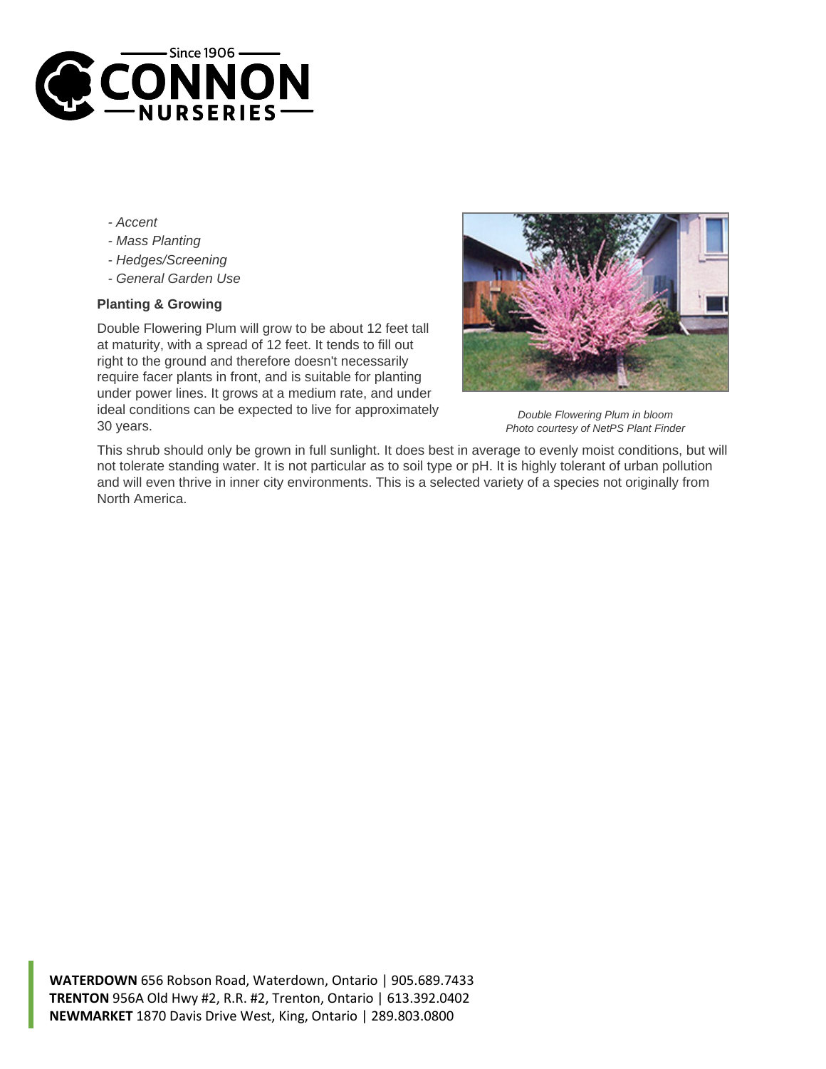- *Accent*
- *Mass Planting*
- *Hedges/Screening*
- *General Garden Use*

**Planting & Growing**

Double Flowering Plum will grow to be about 12 feet tall at maturity, with a spread of 12 feet. It tends to fill out right to the ground and therefore doesn't necessarily require facer plants in front, and is suitable for planting under power lines. It grows at a medium rate, and under ideal conditions can be expected to live for approximately 30 years.

*Double Flowering Plum in bloom*
*Photo courtesy of NetPS Plant Finder*

This shrub should only be grown in full sunlight. It does best in average to evenly moist conditions, but will not tolerate standing water. It is not particular as to soil type or pH. It is highly tolerant of urban pollution and will even thrive in inner city environments. This is a selected variety of a species not originally from North America.

**WATERDOWN** 656 Robson Road, Waterdown, Ontario | 905.689.7433
**TRENTON** 956A Old Hwy #2, R.R. #2, Trenton, Ontario | 613.392.0402
**NEWMARKET** 1870 Davis Drive West, King, Ontario | 289.803.0800